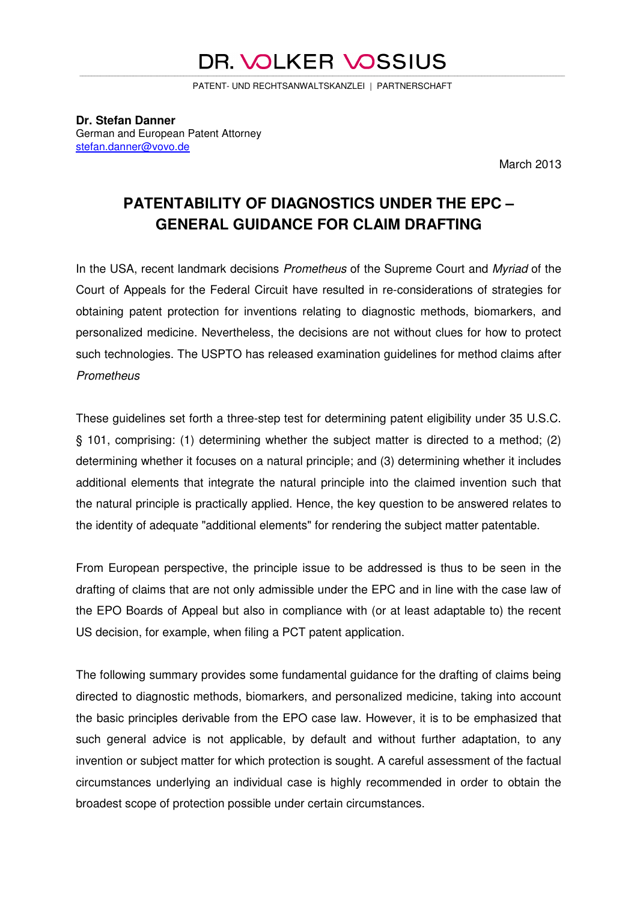# DR. VOLKER VOSSIUS

PATENT- UND RECHTSANWALTSKANZLEI | PARTNERSCHAFT

**Dr. Stefan Danner**
German and European Patent Attorney
stefan.danner@vovo.de

March 2013

## PATENTABILITY OF DIAGNOSTICS UNDER THE EPC – GENERAL GUIDANCE FOR CLAIM DRAFTING

In the USA, recent landmark decisions *Prometheus* of the Supreme Court and *Myriad* of the Court of Appeals for the Federal Circuit have resulted in re-considerations of strategies for obtaining patent protection for inventions relating to diagnostic methods, biomarkers, and personalized medicine. Nevertheless, the decisions are not without clues for how to protect such technologies. The USPTO has released examination guidelines for method claims after *Prometheus*

These guidelines set forth a three-step test for determining patent eligibility under 35 U.S.C. § 101, comprising: (1) determining whether the subject matter is directed to a method; (2) determining whether it focuses on a natural principle; and (3) determining whether it includes additional elements that integrate the natural principle into the claimed invention such that the natural principle is practically applied. Hence, the key question to be answered relates to the identity of adequate "additional elements" for rendering the subject matter patentable.

From European perspective, the principle issue to be addressed is thus to be seen in the drafting of claims that are not only admissible under the EPC and in line with the case law of the EPO Boards of Appeal but also in compliance with (or at least adaptable to) the recent US decision, for example, when filing a PCT patent application.

The following summary provides some fundamental guidance for the drafting of claims being directed to diagnostic methods, biomarkers, and personalized medicine, taking into account the basic principles derivable from the EPO case law. However, it is to be emphasized that such general advice is not applicable, by default and without further adaptation, to any invention or subject matter for which protection is sought. A careful assessment of the factual circumstances underlying an individual case is highly recommended in order to obtain the broadest scope of protection possible under certain circumstances.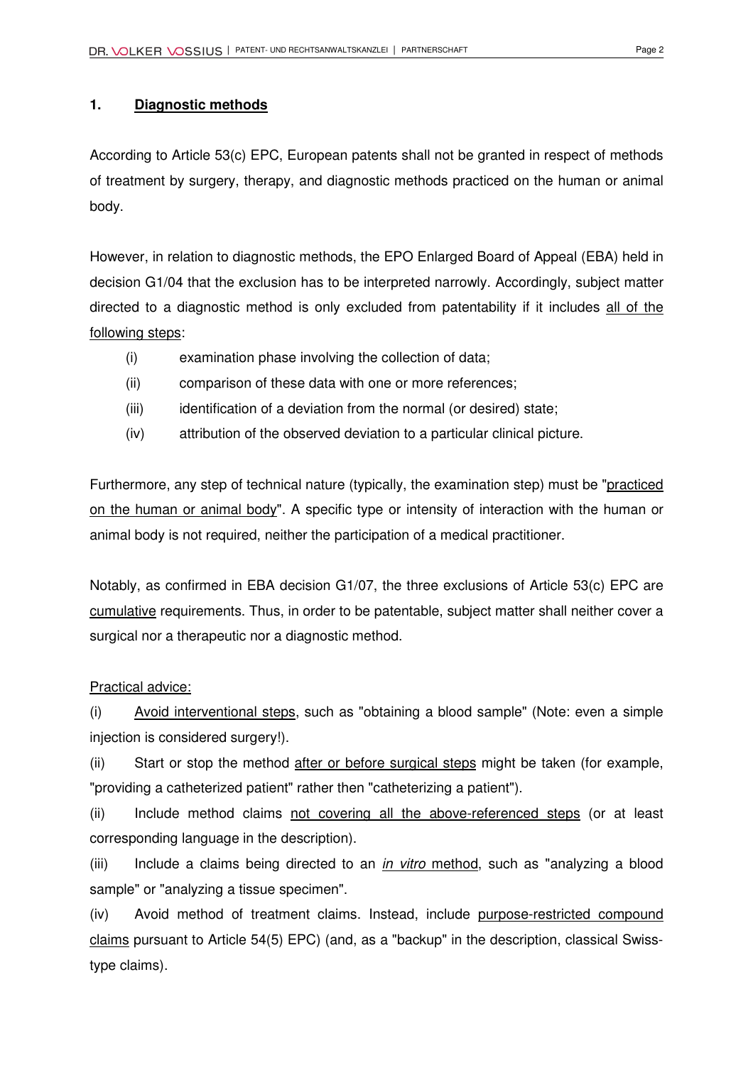## 1. <u>Diagnostic methods</u>

According to Article 53(c) EPC, European patents shall not be granted in respect of methods of treatment by surgery, therapy, and diagnostic methods practiced on the human or animal body.

However, in relation to diagnostic methods, the EPO Enlarged Board of Appeal (EBA) held in decision G1/04 that the exclusion has to be interpreted narrowly. Accordingly, subject matter directed to a diagnostic method is only excluded from patentability if it includes <u>all of the following steps</u>:

- (i) examination phase involving the collection of data;
- (ii) comparison of these data with one or more references;
- (iii) identification of a deviation from the normal (or desired) state;
- (iv) attribution of the observed deviation to a particular clinical picture.

Furthermore, any step of technical nature (typically, the examination step) must be "<u>practiced on the human or animal body</u>". A specific type or intensity of interaction with the human or animal body is not required, neither the participation of a medical practitioner.

Notably, as confirmed in EBA decision G1/07, the three exclusions of Article 53(c) EPC are <u>cumulative</u> requirements. Thus, in order to be patentable, subject matter shall neither cover a surgical nor a therapeutic nor a diagnostic method.

<u>Practical advice:</u>

(i) <u>Avoid interventional steps</u>, such as "obtaining a blood sample" (Note: even a simple injection is considered surgery!).

(ii) Start or stop the method <u>after or before surgical steps</u> might be taken (for example, "providing a catheterized patient" rather then "catheterizing a patient").

(ii) Include method claims <u>not covering all the above-referenced steps</u> (or at least corresponding language in the description).

(iii) Include a claims being directed to an <u>*in vitro* method</u>, such as "analyzing a blood sample" or "analyzing a tissue specimen".

(iv) Avoid method of treatment claims. Instead, include <u>purpose-restricted compound claims</u> pursuant to Article 54(5) EPC) (and, as a "backup" in the description, classical Swiss-type claims).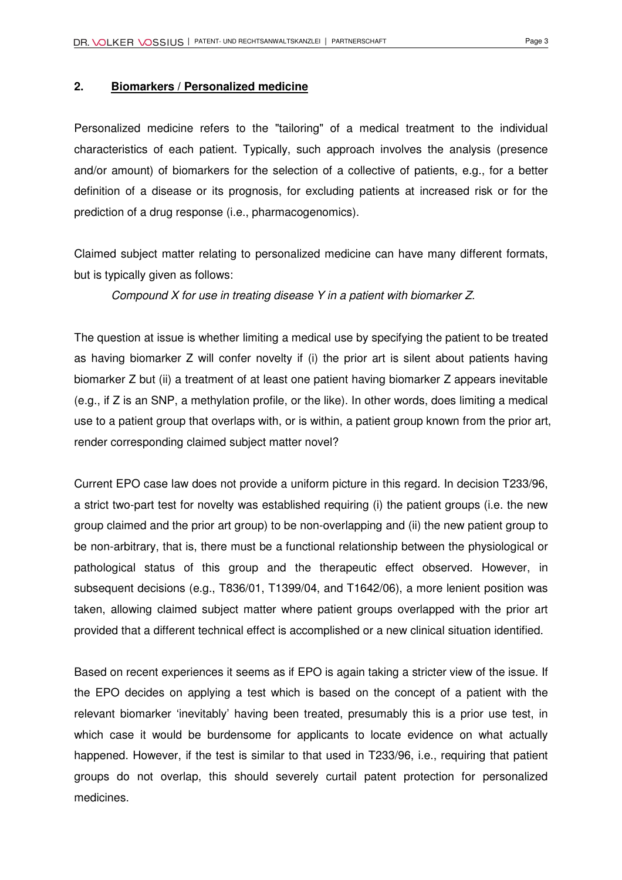## 2. Biomarkers / Personalized medicine

Personalized medicine refers to the "tailoring" of a medical treatment to the individual characteristics of each patient. Typically, such approach involves the analysis (presence and/or amount) of biomarkers for the selection of a collective of patients, e.g., for a better definition of a disease or its prognosis, for excluding patients at increased risk or for the prediction of a drug response (i.e., pharmacogenomics).

Claimed subject matter relating to personalized medicine can have many different formats, but is typically given as follows:

*Compound X for use in treating disease Y in a patient with biomarker Z.*

The question at issue is whether limiting a medical use by specifying the patient to be treated as having biomarker Z will confer novelty if (i) the prior art is silent about patients having biomarker Z but (ii) a treatment of at least one patient having biomarker Z appears inevitable (e.g., if Z is an SNP, a methylation profile, or the like). In other words, does limiting a medical use to a patient group that overlaps with, or is within, a patient group known from the prior art, render corresponding claimed subject matter novel?

Current EPO case law does not provide a uniform picture in this regard. In decision T233/96, a strict two-part test for novelty was established requiring (i) the patient groups (i.e. the new group claimed and the prior art group) to be non-overlapping and (ii) the new patient group to be non-arbitrary, that is, there must be a functional relationship between the physiological or pathological status of this group and the therapeutic effect observed. However, in subsequent decisions (e.g., T836/01, T1399/04, and T1642/06), a more lenient position was taken, allowing claimed subject matter where patient groups overlapped with the prior art provided that a different technical effect is accomplished or a new clinical situation identified.

Based on recent experiences it seems as if EPO is again taking a stricter view of the issue. If the EPO decides on applying a test which is based on the concept of a patient with the relevant biomarker 'inevitably' having been treated, presumably this is a prior use test, in which case it would be burdensome for applicants to locate evidence on what actually happened. However, if the test is similar to that used in T233/96, i.e., requiring that patient groups do not overlap, this should severely curtail patent protection for personalized medicines.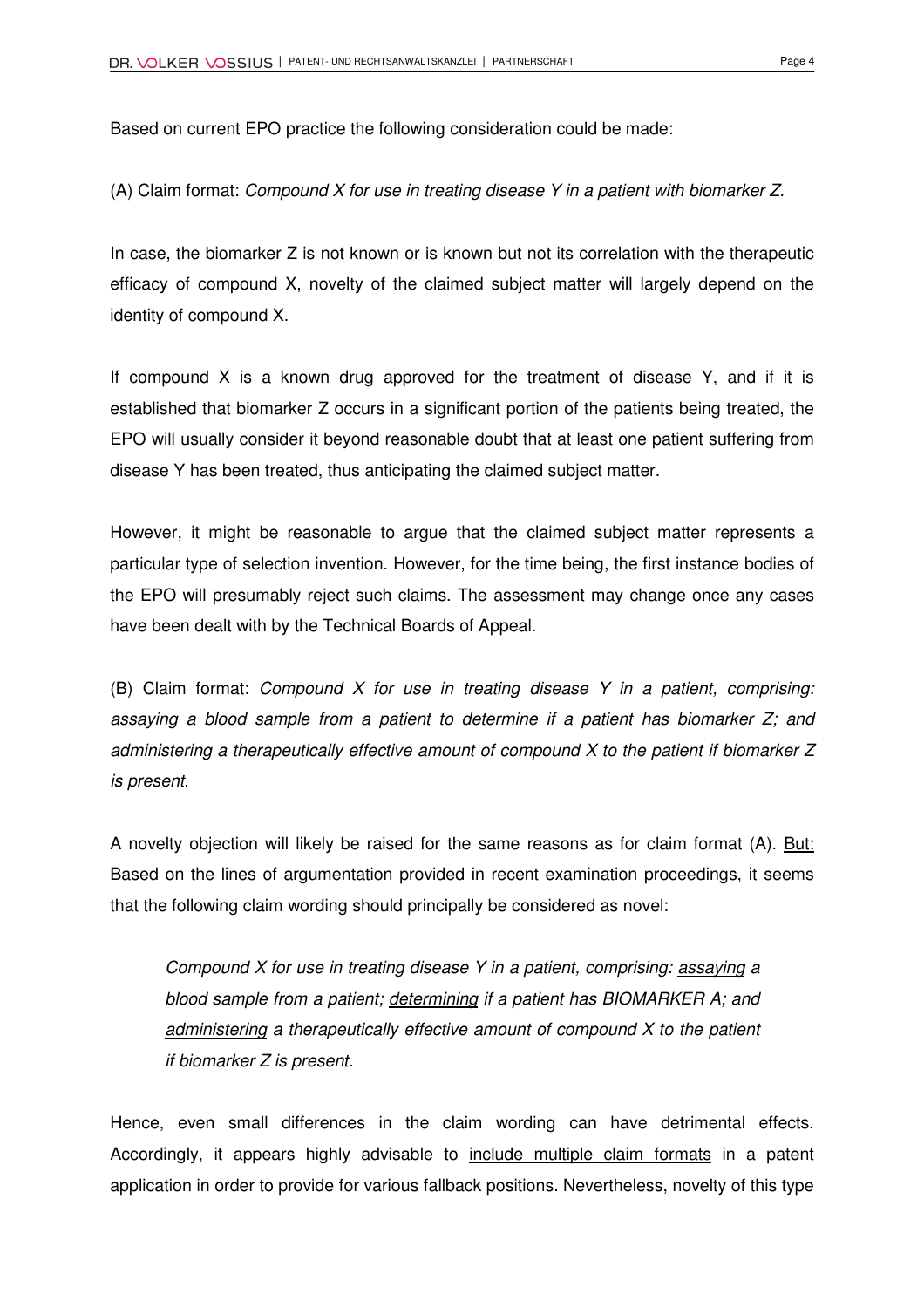Based on current EPO practice the following consideration could be made:

(A) Claim format: *Compound X for use in treating disease Y in a patient with biomarker Z.*

In case, the biomarker Z is not known or is known but not its correlation with the therapeutic efficacy of compound X, novelty of the claimed subject matter will largely depend on the identity of compound X.

If compound X is a known drug approved for the treatment of disease Y, and if it is established that biomarker Z occurs in a significant portion of the patients being treated, the EPO will usually consider it beyond reasonable doubt that at least one patient suffering from disease Y has been treated, thus anticipating the claimed subject matter.

However, it might be reasonable to argue that the claimed subject matter represents a particular type of selection invention. However, for the time being, the first instance bodies of the EPO will presumably reject such claims. The assessment may change once any cases have been dealt with by the Technical Boards of Appeal.

(B) Claim format: *Compound X for use in treating disease Y in a patient, comprising: assaying a blood sample from a patient to determine if a patient has biomarker Z; and administering a therapeutically effective amount of compound X to the patient if biomarker Z is present.*

A novelty objection will likely be raised for the same reasons as for claim format (A). <u>But:</u> Based on the lines of argumentation provided in recent examination proceedings, it seems that the following claim wording should principally be considered as novel:

> *Compound X for use in treating disease Y in a patient, comprising: <u>assaying</u> a blood sample from a patient; <u>determining</u> if a patient has BIOMARKER A; and <u>administering</u> a therapeutically effective amount of compound X to the patient if biomarker Z is present.*

Hence, even small differences in the claim wording can have detrimental effects. Accordingly, it appears highly advisable to <u>include multiple claim formats</u> in a patent application in order to provide for various fallback positions. Nevertheless, novelty of this type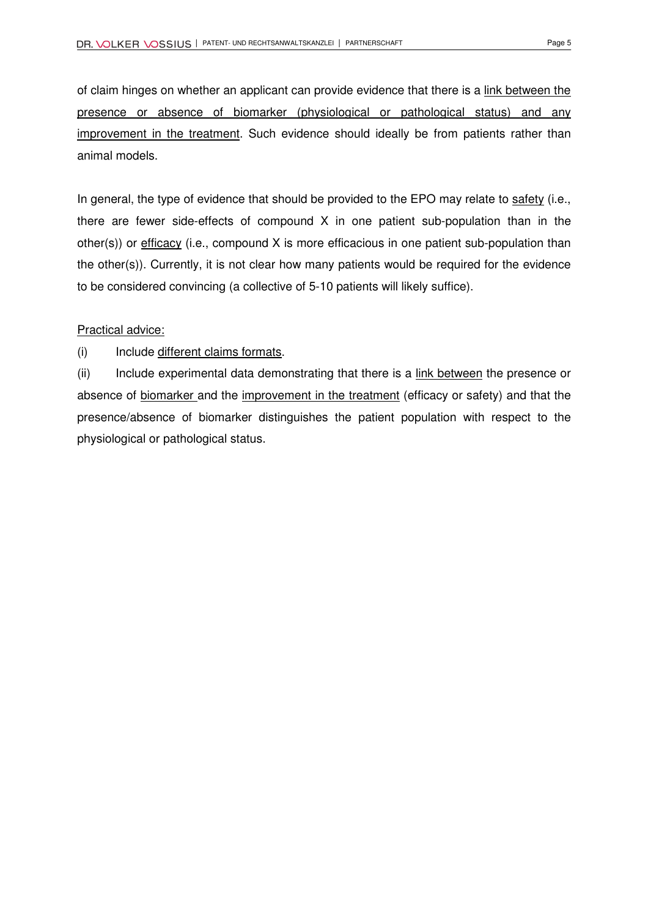of claim hinges on whether an applicant can provide evidence that there is a <u>link between the presence or absence of biomarker (physiological or pathological status) and any improvement in the treatment</u>. Such evidence should ideally be from patients rather than animal models.

In general, the type of evidence that should be provided to the EPO may relate to <u>safety</u> (i.e., there are fewer side-effects of compound X in one patient sub-population than in the other(s)) or <u>efficacy</u> (i.e., compound X is more efficacious in one patient sub-population than the other(s)). Currently, it is not clear how many patients would be required for the evidence to be considered convincing (a collective of 5-10 patients will likely suffice).

<u>Practical advice:</u>

(i) Include <u>different claims formats</u>.

(ii) Include experimental data demonstrating that there is a <u>link between</u> the presence or absence of <u>biomarker</u> and the <u>improvement in the treatment</u> (efficacy or safety) and that the presence/absence of biomarker distinguishes the patient population with respect to the physiological or pathological status.